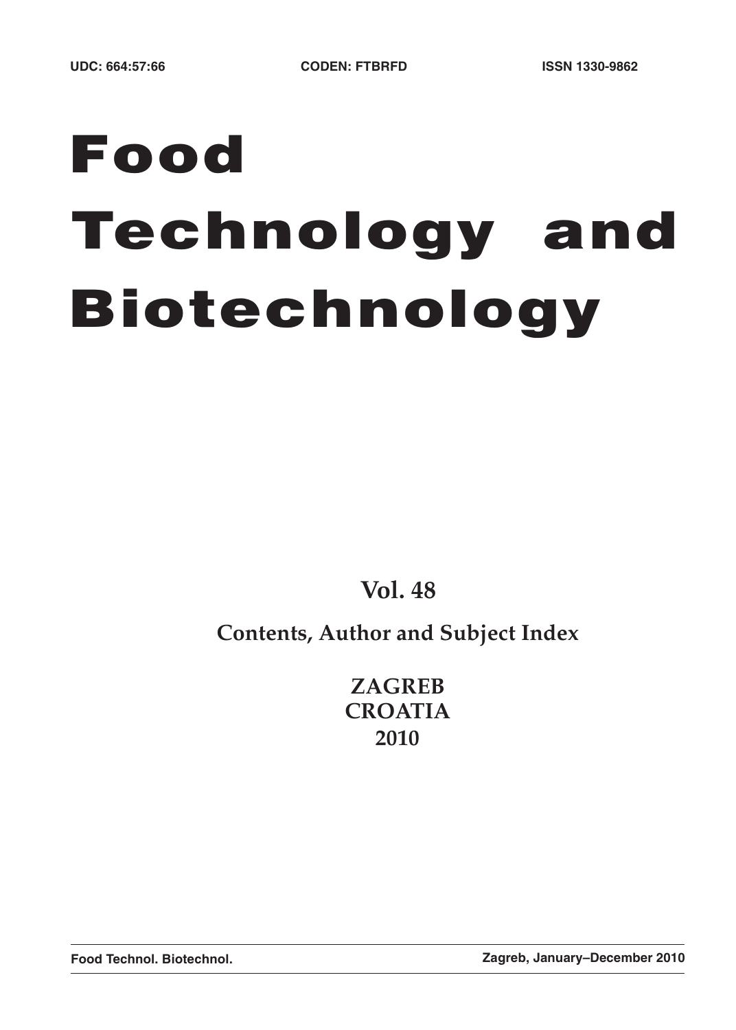UDC: 664:57:66 CODEN: FTBRFD ISSN 1330-9862

# Food Technology and Biotechnology

**Vol. 48**

**Contents, Author and Subject Index**

**ZAGREB**
**CROATIA**
**2010**

**Food Technol. Biotechnol.** **Zagreb, January–December 2010**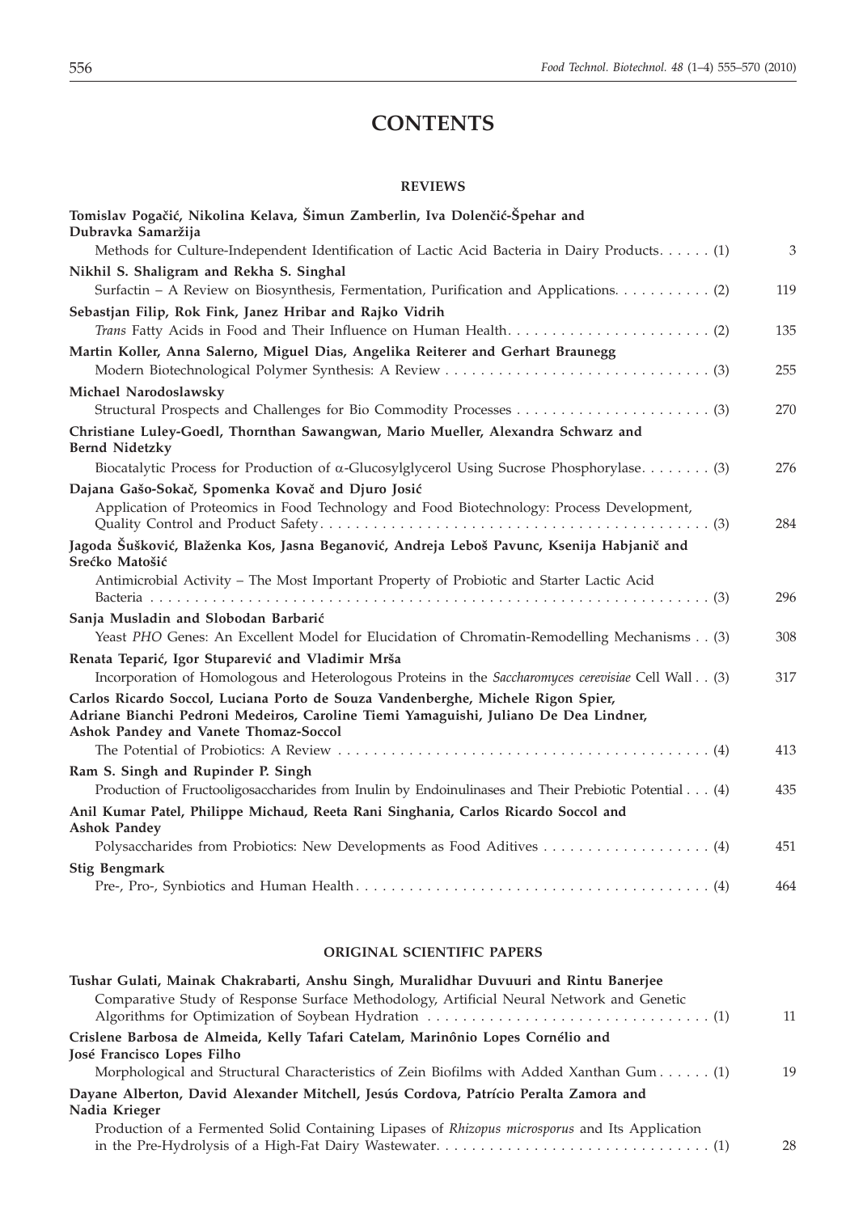# CONTENTS

## REVIEWS

**Tomislav Pogačić, Nikolina Kelava, Šimun Zamberlin, Iva Dolenčić-Špehar and Dubravka Samaržija**
Methods for Culture-Independent Identification of Lactic Acid Bacteria in Dairy Products. . . . . . (1) 3

**Nikhil S. Shaligram and Rekha S. Singhal**
Surfactin – A Review on Biosynthesis, Fermentation, Purification and Applications. . . . . . . . . . . (2) 119

**Sebastjan Filip, Rok Fink, Janez Hribar and Rajko Vidrih**
*Trans* Fatty Acids in Food and Their Influence on Human Health. . . . . . . . . . . . . . . . . . . . . . . . (2) 135

**Martin Koller, Anna Salerno, Miguel Dias, Angelika Reiterer and Gerhart Braunegg**
Modern Biotechnological Polymer Synthesis: A Review . . . . . . . . . . . . . . . . . . . . . . . . . . . . . . (3) 255

**Michael Narodoslawsky**
Structural Prospects and Challenges for Bio Commodity Processes . . . . . . . . . . . . . . . . . . . . . . . (3) 270

**Christiane Luley-Goedl, Thornthan Sawangwan, Mario Mueller, Alexandra Schwarz and Bernd Nidetzky**
Biocatalytic Process for Production of α-Glucosylglycerol Using Sucrose Phosphorylase. . . . . . . . (3) 276

**Dajana Gašo-Sokač, Spomenka Kovač and Djuro Josić**
Application of Proteomics in Food Technology and Food Biotechnology: Process Development, Quality Control and Product Safety. . . . . . . . . . . . . . . . . . . . . . . . . . . . . . . . . . . . . . . . . . . . . (3) 284

**Jagoda Šušković, Blaženka Kos, Jasna Beganović, Andreja Leboš Pavunc, Ksenija Habjanič and Srećko Matošić**
Antimicrobial Activity – The Most Important Property of Probiotic and Starter Lactic Acid Bacteria . . . . . . . . . . . . . . . . . . . . . . . . . . . . . . . . . . . . . . . . . . . . . . . . . . . . . . . . . . . . . . . . . (3) 296

**Sanja Musladin and Slobodan Barbarić**
Yeast *PHO* Genes: An Excellent Model for Elucidation of Chromatin-Remodelling Mechanisms . . (3) 308

**Renata Teparić, Igor Stuparević and Vladimir Mrša**
Incorporation of Homologous and Heterologous Proteins in the *Saccharomyces cerevisiae* Cell Wall . . (3) 317

**Carlos Ricardo Soccol, Luciana Porto de Souza Vandenberghe, Michele Rigon Spier, Adriane Bianchi Pedroni Medeiros, Caroline Tiemi Yamaguishi, Juliano De Dea Lindner, Ashok Pandey and Vanete Thomaz-Soccol**
The Potential of Probiotics: A Review . . . . . . . . . . . . . . . . . . . . . . . . . . . . . . . . . . . . . . . . . . . . (4) 413

**Ram S. Singh and Rupinder P. Singh**
Production of Fructooligosaccharides from Inulin by Endoinulinases and Their Prebiotic Potential . . . (4) 435

**Anil Kumar Patel, Philippe Michaud, Reeta Rani Singhania, Carlos Ricardo Soccol and Ashok Pandey**
Polysaccharides from Probiotics: New Developments as Food Aditives . . . . . . . . . . . . . . . . . . . (4) 451

**Stig Bengmark**
Pre-, Pro-, Synbiotics and Human Health. . . . . . . . . . . . . . . . . . . . . . . . . . . . . . . . . . . . . . . . . (4) 464

## ORIGINAL SCIENTIFIC PAPERS

**Tushar Gulati, Mainak Chakrabarti, Anshu Singh, Muralidhar Duvuuri and Rintu Banerjee**
Comparative Study of Response Surface Methodology, Artificial Neural Network and Genetic Algorithms for Optimization of Soybean Hydration . . . . . . . . . . . . . . . . . . . . . . . . . . . . . . . . . (1) 11

**Crislene Barbosa de Almeida, Kelly Tafari Catelam, Marinônio Lopes Cornélio and José Francisco Lopes Filho**
Morphological and Structural Characteristics of Zein Biofilms with Added Xanthan Gum . . . . . . (1) 19

**Dayane Alberton, David Alexander Mitchell, Jesús Cordova, Patrício Peralta Zamora and Nadia Krieger**
Production of a Fermented Solid Containing Lipases of *Rhizopus microsporus* and Its Application in the Pre-Hydrolysis of a High-Fat Dairy Wastewater. . . . . . . . . . . . . . . . . . . . . . . . . . . . . . . (1) 28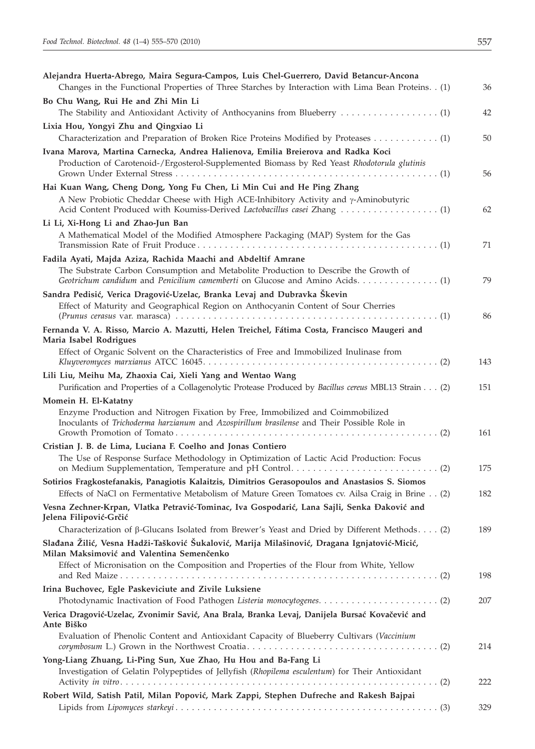**Alejandra Huerta-Abrego, Maira Segura-Campos, Luis Chel-Guerrero, David Betancur-Ancona**
Changes in the Functional Properties of Three Starches by Interaction with Lima Bean Proteins. . (1) 36

**Bo Chu Wang, Rui He and Zhi Min Li**
The Stability and Antioxidant Activity of Anthocyanins from Blueberry . . . . . . . . . . . . . . . . . . (1) 42

**Lixia Hou, Yongyi Zhu and Qingxiao Li**
Characterization and Preparation of Broken Rice Proteins Modified by Proteases . . . . . . . . . . . . (1) 50

**Ivana Marova, Martina Carnecka, Andrea Halienova, Emilia Breierova and Radka Koci**
Production of Carotenoid-/Ergosterol-Supplemented Biomass by Red Yeast *Rhodotorula glutinis* Grown Under External Stress . . . . . . . . . . . . . . . . . . . . . . . . . . . . . . . . . . . . . . . . . . . . . . . . . (1) 56

**Hai Kuan Wang, Cheng Dong, Yong Fu Chen, Li Min Cui and He Ping Zhang**
A New Probiotic Cheddar Cheese with High ACE-Inhibitory Activity and γ-Aminobutyric Acid Content Produced with Koumiss-Derived *Lactobacillus casei* Zhang . . . . . . . . . . . . . . . . . . (1) 62

**Li Li, Xi-Hong Li and Zhao-Jun Ban**
A Mathematical Model of the Modified Atmosphere Packaging (MAP) System for the Gas Transmission Rate of Fruit Produce . . . . . . . . . . . . . . . . . . . . . . . . . . . . . . . . . . . . . . . . . . . . (1) 71

**Fadila Ayati, Majda Aziza, Rachida Maachi and Abdeltif Amrane**
The Substrate Carbon Consumption and Metabolite Production to Describe the Growth of *Geotrichum candidum* and *Penicilium camemberti* on Glucose and Amino Acids. . . . . . . . . . . . . . . (1) 79

**Sandra Pedisić, Verica Dragović-Uzelac, Branka Levaj and Dubravka Škevin**
Effect of Maturity and Geographical Region on Anthocyanin Content of Sour Cherries (*Prunus cerasus* var. marasca) . . . . . . . . . . . . . . . . . . . . . . . . . . . . . . . . . . . . . . . . . . . . . . . . (1) 86

**Fernanda V. A. Risso, Marcio A. Mazutti, Helen Treichel, Fátima Costa, Francisco Maugeri and Maria Isabel Rodrigues**
Effect of Organic Solvent on the Characteristics of Free and Immobilized Inulinase from *Kluyveromyces marxianus* ATCC 16045. . . . . . . . . . . . . . . . . . . . . . . . . . . . . . . . . . . . . . . . . . . (2) 143

**Lili Liu, Meihu Ma, Zhaoxia Cai, Xieli Yang and Wentao Wang**
Purification and Properties of a Collagenolytic Protease Produced by *Bacillus cereus* MBL13 Strain . . . (2) 151

**Momein H. El-Katatny**
Enzyme Production and Nitrogen Fixation by Free, Immobilized and Coimmobilized Inoculants of *Trichoderma harzianum* and *Azospirillum brasilense* and Their Possible Role in Growth Promotion of Tomato . . . . . . . . . . . . . . . . . . . . . . . . . . . . . . . . . . . . . . . . . . . . . . . . . (2) 161

**Cristian J. B. de Lima, Luciana F. Coelho and Jonas Contiero**
The Use of Response Surface Methodology in Optimization of Lactic Acid Production: Focus on Medium Supplementation, Temperature and pH Control. . . . . . . . . . . . . . . . . . . . . . . . . . . . (2) 175

**Sotirios Fragkostefanakis, Panagiotis Kalaitzis, Dimitrios Gerasopoulos and Anastasios S. Siomos**
Effects of NaCl on Fermentative Metabolism of Mature Green Tomatoes cv. Ailsa Craig in Brine . . (2) 182

**Vesna Zechner-Krpan, Vlatka Petravić-Tominac, Iva Gospodarić, Lana Sajli, Senka Đaković and Jelena Filipović-Grčić**
Characterization of β-Glucans Isolated from Brewer's Yeast and Dried by Different Methods. . . . (2) 189

**Slađana Žilić, Vesna Hadži-Tašković Šukalović, Marija Milašinović, Dragana Ignjatović-Micić, Milan Maksimović and Valentina Semenčenko**
Effect of Micronisation on the Composition and Properties of the Flour from White, Yellow and Red Maize . . . . . . . . . . . . . . . . . . . . . . . . . . . . . . . . . . . . . . . . . . . . . . . . . . . . . . . . . . (2) 198

**Irina Buchovec, Egle Paskeviciute and Zivile Luksiene**
Photodynamic Inactivation of Food Pathogen *Listeria monocytogenes*. . . . . . . . . . . . . . . . . . . . . . (2) 207

**Verica Dragović-Uzelac, Zvonimir Savić, Ana Brala, Branka Levaj, Danijela Bursać Kovačević and Ante Biško**
Evaluation of Phenolic Content and Antioxidant Capacity of Blueberry Cultivars (*Vaccinium corymbosum* L.) Grown in the Northwest Croatia. . . . . . . . . . . . . . . . . . . . . . . . . . . . . . . . . . . (2) 214

**Yong-Liang Zhuang, Li-Ping Sun, Xue Zhao, Hu Hou and Ba-Fang Li**
Investigation of Gelatin Polypeptides of Jellyfish (*Rhopilema esculentum*) for Their Antioxidant Activity *in vitro*. . . . . . . . . . . . . . . . . . . . . . . . . . . . . . . . . . . . . . . . . . . . . . . . . . . . . . . . (2) 222

**Robert Wild, Satish Patil, Milan Popović, Mark Zappi, Stephen Dufreche and Rakesh Bajpai**
Lipids from *Lipomyces starkeyi* . . . . . . . . . . . . . . . . . . . . . . . . . . . . . . . . . . . . . . . . . . . . . . . . . (3) 329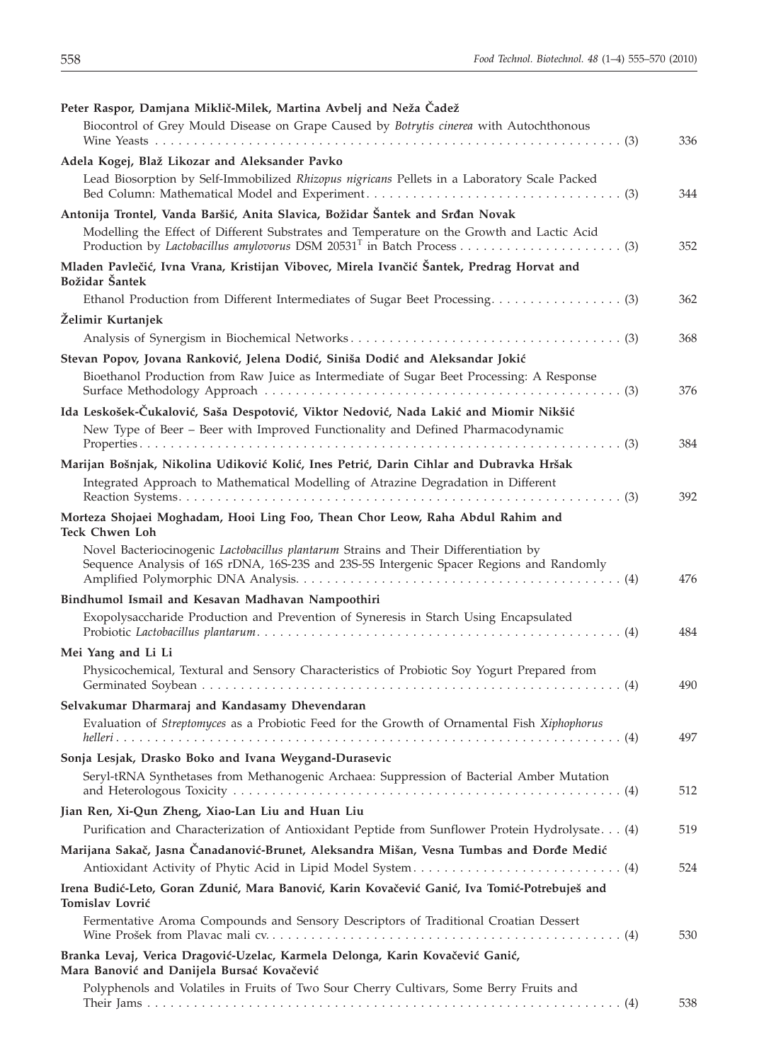**Peter Raspor, Damjana Miklič-Milek, Martina Avbelj and Neža Čadež**

Biocontrol of Grey Mould Disease on Grape Caused by *Botrytis cinerea* with Autochthonous Wine Yeasts . . . . . . . . . . . . . . . . . . . . . . . . . . . . . . . . . . . . . . . . . . . . . . . . . . . . . . . . . . . . . . (3) 336

**Adela Kogej, Blaž Likozar and Aleksander Pavko**

Lead Biosorption by Self-Immobilized *Rhizopus nigricans* Pellets in a Laboratory Scale Packed Bed Column: Mathematical Model and Experiment . . . . . . . . . . . . . . . . . . . . . . . . . . . . . . . . . . (3) 344

**Antonija Trontel, Vanda Baršić, Anita Slavica, Božidar Šantek and Srđan Novak**

Modelling the Effect of Different Substrates and Temperature on the Growth and Lactic Acid Production by *Lactobacillus amylovorus* DSM 20531$^T$ in Batch Process . . . . . . . . . . . . . . . . . . . . . . (3) 352

**Mladen Pavlečić, Ivna Vrana, Kristijan Vibovec, Mirela Ivančić Šantek, Predrag Horvat and Božidar Šantek**

Ethanol Production from Different Intermediates of Sugar Beet Processing. . . . . . . . . . . . . . . . . (3) 362

**Želimir Kurtanjek**

Analysis of Synergism in Biochemical Networks . . . . . . . . . . . . . . . . . . . . . . . . . . . . . . . . . . . . (3) 368

**Stevan Popov, Jovana Ranković, Jelena Dodić, Siniša Dodić and Aleksandar Jokić**

Bioethanol Production from Raw Juice as Intermediate of Sugar Beet Processing: A Response Surface Methodology Approach . . . . . . . . . . . . . . . . . . . . . . . . . . . . . . . . . . . . . . . . . . . . . . . (3) 376

**Ida Leskošek-Čukalović, Saša Despotović, Viktor Nedović, Nada Lakić and Miomir Nikšić**

New Type of Beer – Beer with Improved Functionality and Defined Pharmacodynamic Properties . . . . . . . . . . . . . . . . . . . . . . . . . . . . . . . . . . . . . . . . . . . . . . . . . . . . . . . . . . . . . . (3) 384

**Marijan Bošnjak, Nikolina Udiković Kolić, Ines Petrić, Darin Cihlar and Dubravka Hršak**

Integrated Approach to Mathematical Modelling of Atrazine Degradation in Different Reaction Systems . . . . . . . . . . . . . . . . . . . . . . . . . . . . . . . . . . . . . . . . . . . . . . . . . . . . . . . . . . (3) 392

**Morteza Shojaei Moghadam, Hooi Ling Foo, Thean Chor Leow, Raha Abdul Rahim and Teck Chwen Loh**

Novel Bacteriocinogenic *Lactobacillus plantarum* Strains and Their Differentiation by Sequence Analysis of 16S rDNA, 16S-23S and 23S-5S Intergenic Spacer Regions and Randomly Amplified Polymorphic DNA Analysis. . . . . . . . . . . . . . . . . . . . . . . . . . . . . . . . . . . . . . . . . . . (4) 476

**Bindhumol Ismail and Kesavan Madhavan Nampoothiri**

Exopolysaccharide Production and Prevention of Syneresis in Starch Using Encapsulated Probiotic *Lactobacillus plantarum* . . . . . . . . . . . . . . . . . . . . . . . . . . . . . . . . . . . . . . . . . . . . . . (4) 484

**Mei Yang and Li Li**

Physicochemical, Textural and Sensory Characteristics of Probiotic Soy Yogurt Prepared from Germinated Soybean . . . . . . . . . . . . . . . . . . . . . . . . . . . . . . . . . . . . . . . . . . . . . . . . . . . . . . . (4) 490

**Selvakumar Dharmaraj and Kandasamy Dhevendaran**

Evaluation of *Streptomyces* as a Probiotic Feed for the Growth of Ornamental Fish *Xiphophorus helleri* . . . . . . . . . . . . . . . . . . . . . . . . . . . . . . . . . . . . . . . . . . . . . . . . . . . . . . . . . . . . . . . . . (4) 497

**Sonja Lesjak, Drasko Boko and Ivana Weygand-Durasevic**

Seryl-tRNA Synthetases from Methanogenic Archaea: Suppression of Bacterial Amber Mutation and Heterologous Toxicity . . . . . . . . . . . . . . . . . . . . . . . . . . . . . . . . . . . . . . . . . . . . . . . . . . (4) 512

**Jian Ren, Xi-Qun Zheng, Xiao-Lan Liu and Huan Liu**

Purification and Characterization of Antioxidant Peptide from Sunflower Protein Hydrolysate . . . (4) 519

**Marijana Sakač, Jasna Čanadanović-Brunet, Aleksandra Mišan, Vesna Tumbas and Đorđe Medić**

Antioxidant Activity of Phytic Acid in Lipid Model System . . . . . . . . . . . . . . . . . . . . . . . . . . . (4) 524

**Irena Budić-Leto, Goran Zdunić, Mara Banović, Karin Kovačević Ganić, Iva Tomić-Potrebuješ and Tomislav Lovrić**

Fermentative Aroma Compounds and Sensory Descriptors of Traditional Croatian Dessert Wine Prošek from Plavac mali cv. . . . . . . . . . . . . . . . . . . . . . . . . . . . . . . . . . . . . . . . . . . . . . . (4) 530

**Branka Levaj, Verica Dragović-Uzelac, Karmela Delonga, Karin Kovačević Ganić, Mara Banović and Danijela Bursać Kovačević**

Polyphenols and Volatiles in Fruits of Two Sour Cherry Cultivars, Some Berry Fruits and Their Jams . . . . . . . . . . . . . . . . . . . . . . . . . . . . . . . . . . . . . . . . . . . . . . . . . . . . . . . . . . . . . . (4) 538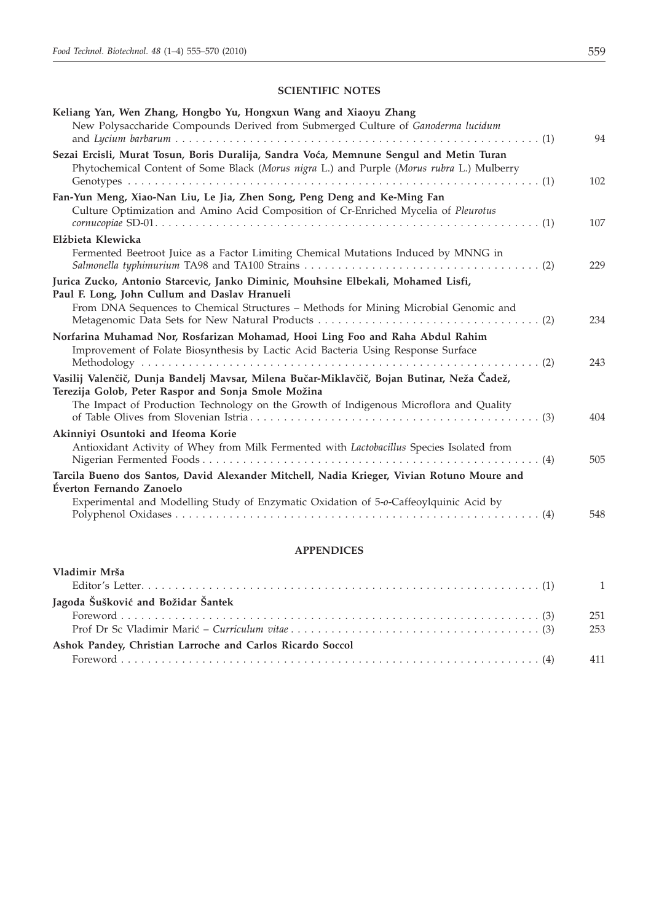## SCIENTIFIC NOTES

**Keliang Yan, Wen Zhang, Hongbo Yu, Hongxun Wang and Xiaoyu Zhang**
New Polysaccharide Compounds Derived from Submerged Culture of *Ganoderma lucidum* and *Lycium barbarum* . . . . . (1) 94

**Sezai Ercisli, Murat Tosun, Boris Duralija, Sandra Voća, Memnune Sengul and Metin Turan**
Phytochemical Content of Some Black (*Morus nigra* L.) and Purple (*Morus rubra* L.) Mulberry Genotypes . . . . . (1) 102

**Fan-Yun Meng, Xiao-Nan Liu, Le Jia, Zhen Song, Peng Deng and Ke-Ming Fan**
Culture Optimization and Amino Acid Composition of Cr-Enriched Mycelia of *Pleurotus cornucopiae* SD-01. . . . . (1) 107

**Elżbieta Klewicka**
Fermented Beetroot Juice as a Factor Limiting Chemical Mutations Induced by MNNG in *Salmonella typhimurium* TA98 and TA100 Strains . . . . . (2) 229

**Jurica Zucko, Antonio Starcevic, Janko Diminic, Mouhsine Elbekali, Mohamed Lisfi, Paul F. Long, John Cullum and Daslav Hranueli**
From DNA Sequences to Chemical Structures – Methods for Mining Microbial Genomic and Metagenomic Data Sets for New Natural Products . . . . . (2) 234

**Norfarina Muhamad Nor, Rosfarizan Mohamad, Hooi Ling Foo and Raha Abdul Rahim**
Improvement of Folate Biosynthesis by Lactic Acid Bacteria Using Response Surface Methodology . . . . . (2) 243

**Vasilij Valenčič, Dunja Bandelj Mavsar, Milena Bučar-Miklavčič, Bojan Butinar, Neža Čadež, Terezija Golob, Peter Raspor and Sonja Smole Možina**
The Impact of Production Technology on the Growth of Indigenous Microflora and Quality of Table Olives from Slovenian Istria . . . . . (3) 404

**Akinniyi Osuntoki and Ifeoma Korie**
Antioxidant Activity of Whey from Milk Fermented with *Lactobacillus* Species Isolated from Nigerian Fermented Foods . . . . . (4) 505

**Tarcila Bueno dos Santos, David Alexander Mitchell, Nadia Krieger, Vivian Rotuno Moure and Éverton Fernando Zanoelo**
Experimental and Modelling Study of Enzymatic Oxidation of 5-*o*-Caffeoylquinic Acid by Polyphenol Oxidases . . . . . (4) 548

## APPENDICES

**Vladimir Mrša**
Editor's Letter. . . . . (1) 1

**Jagoda Šušković and Božidar Šantek**
Foreword . . . . . (3) 251
Prof Dr Sc Vladimir Marić – *Curriculum vitae* . . . . . (3) 253

**Ashok Pandey, Christian Larroche and Carlos Ricardo Soccol**
Foreword . . . . . (4) 411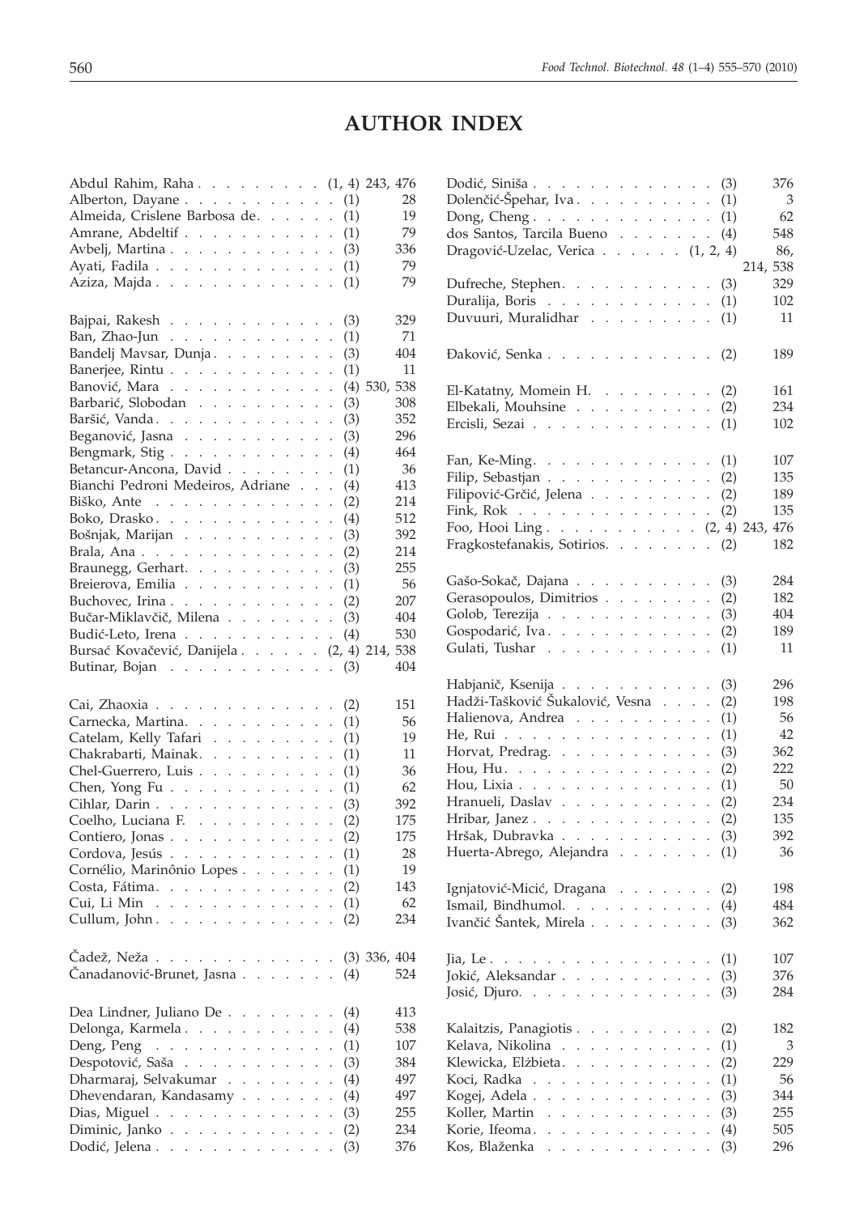# AUTHOR INDEX

Abdul Rahim, Raha . . . . . . . . . (1, 4) 243, 476
Alberton, Dayane . . . . . . . . . . . (1) 28
Almeida, Crislene Barbosa de. . . . . . (1) 19
Amrane, Abdeltif . . . . . . . . . . . (1) 79
Avbelj, Martina . . . . . . . . . . . . (3) 336
Ayati, Fadila . . . . . . . . . . . . . (1) 79
Aziza, Majda . . . . . . . . . . . . . (1) 79

Bajpai, Rakesh . . . . . . . . . . . . (3) 329
Ban, Zhao-Jun . . . . . . . . . . . . (1) 71
Bandelj Mavsar, Dunja . . . . . . . . . (3) 404
Banerjee, Rintu . . . . . . . . . . . . (1) 11
Banović, Mara . . . . . . . . . . . . (4) 530, 538
Barbarić, Slobodan . . . . . . . . . . (3) 308
Baršić, Vanda . . . . . . . . . . . . . (3) 352
Beganović, Jasna . . . . . . . . . . . (3) 296
Bengmark, Stig . . . . . . . . . . . . (4) 464
Betancur-Ancona, David . . . . . . . . (1) 36
Bianchi Pedroni Medeiros, Adriane . . . (4) 413
Biško, Ante . . . . . . . . . . . . . (2) 214
Boko, Drasko . . . . . . . . . . . . . (4) 512
Bošnjak, Marijan . . . . . . . . . . . (3) 392
Brala, Ana . . . . . . . . . . . . . . (2) 214
Braunegg, Gerhart. . . . . . . . . . . (3) 255
Breierova, Emilia . . . . . . . . . . . (1) 56
Buchovec, Irina . . . . . . . . . . . . (2) 207
Bučar-Miklavčič, Milena . . . . . . . . (3) 404
Budić-Leto, Irena . . . . . . . . . . . (4) 530
Bursać Kovačević, Danijela . . . . . . (2, 4) 214, 538
Butinar, Bojan . . . . . . . . . . . . (3) 404

Cai, Zhaoxia . . . . . . . . . . . . . (2) 151
Carnecka, Martina. . . . . . . . . . . (1) 56
Catelam, Kelly Tafari . . . . . . . . . (1) 19
Chakrabarti, Mainak. . . . . . . . . . (1) 11
Chel-Guerrero, Luis . . . . . . . . . . (1) 36
Chen, Yong Fu . . . . . . . . . . . . (1) 62
Cihlar, Darin . . . . . . . . . . . . . (3) 392
Coelho, Luciana F. . . . . . . . . . . (2) 175
Contiero, Jonas . . . . . . . . . . . . (2) 175
Cordova, Jesús . . . . . . . . . . . . (1) 28
Cornélio, Marinônio Lopes . . . . . . . (1) 19
Costa, Fátima. . . . . . . . . . . . . (2) 143
Cui, Li Min . . . . . . . . . . . . . (1) 62
Cullum, John . . . . . . . . . . . . . (2) 234

Čadež, Neža . . . . . . . . . . . . . (3) 336, 404
Čanadanović-Brunet, Jasna . . . . . . . (4) 524

Dea Lindner, Juliano De . . . . . . . . (4) 413
Delonga, Karmela . . . . . . . . . . . (4) 538
Deng, Peng . . . . . . . . . . . . . (1) 107
Despotović, Saša . . . . . . . . . . . (3) 384
Dharmaraj, Selvakumar . . . . . . . . (4) 497
Dhevendaran, Kandasamy . . . . . . . (4) 497
Dias, Miguel . . . . . . . . . . . . . (3) 255
Diminic, Janko . . . . . . . . . . . . (2) 234
Dodić, Jelena . . . . . . . . . . . . . (3) 376
Dodić, Siniša . . . . . . . . . . . . . (3) 376
Dolenčić-Špehar, Iva . . . . . . . . . . (1) 3
Dong, Cheng . . . . . . . . . . . . . (1) 62
dos Santos, Tarcila Bueno . . . . . . . (4) 548
Dragović-Uzelac, Verica . . . . . . (1, 2, 4) 86, 214, 538
Dufreche, Stephen. . . . . . . . . . . (3) 329
Duralija, Boris . . . . . . . . . . . . (1) 102
Duvuuri, Muralidhar . . . . . . . . . (1) 11

Đaković, Senka . . . . . . . . . . . . (2) 189

El-Katatny, Momein H. . . . . . . . . (2) 161
Elbekali, Mouhsine . . . . . . . . . . (2) 234
Ercisli, Sezai . . . . . . . . . . . . . (1) 102

Fan, Ke-Ming. . . . . . . . . . . . . (1) 107
Filip, Sebastjan . . . . . . . . . . . . (2) 135
Filipović-Grčić, Jelena . . . . . . . . . (2) 189
Fink, Rok . . . . . . . . . . . . . . (2) 135
Foo, Hooi Ling . . . . . . . . . . . (2, 4) 243, 476
Fragkostefanakis, Sotirios. . . . . . . . (2) 182

Gašo-Sokač, Dajana . . . . . . . . . . (3) 284
Gerasopoulos, Dimitrios . . . . . . . . (2) 182
Golob, Terezija . . . . . . . . . . . . (3) 404
Gospodarić, Iva. . . . . . . . . . . . (2) 189
Gulati, Tushar . . . . . . . . . . . . (1) 11

Habjanič, Ksenija . . . . . . . . . . . (3) 296
Hadži-Tašković Šukalović, Vesna . . . . (2) 198
Halienova, Andrea . . . . . . . . . . (1) 56
He, Rui . . . . . . . . . . . . . . . (1) 42
Horvat, Predrag. . . . . . . . . . . . (3) 362
Hou, Hu. . . . . . . . . . . . . . . (2) 222
Hou, Lixia . . . . . . . . . . . . . . (1) 50
Hranueli, Daslav . . . . . . . . . . . (2) 234
Hribar, Janez . . . . . . . . . . . . . (2) 135
Hršak, Dubravka . . . . . . . . . . . (3) 392
Huerta-Abrego, Alejandra . . . . . . . (1) 36

Ignjatović-Micić, Dragana . . . . . . . (2) 198
Ismail, Bindhumol. . . . . . . . . . . (4) 484
Ivančić Šantek, Mirela . . . . . . . . . (3) 362

Jia, Le . . . . . . . . . . . . . . . . (1) 107
Jokić, Aleksandar . . . . . . . . . . . (3) 376
Josić, Djuro. . . . . . . . . . . . . . (3) 284

Kalaitzis, Panagiotis . . . . . . . . . . (2) 182
Kelava, Nikolina . . . . . . . . . . . (1) 3
Klewicka, Elżbieta. . . . . . . . . . . (2) 229
Koci, Radka . . . . . . . . . . . . . (1) 56
Kogej, Adela . . . . . . . . . . . . . (3) 344
Koller, Martin . . . . . . . . . . . . (3) 255
Korie, Ifeoma. . . . . . . . . . . . . (4) 505
Kos, Blaženka . . . . . . . . . . . . (3) 296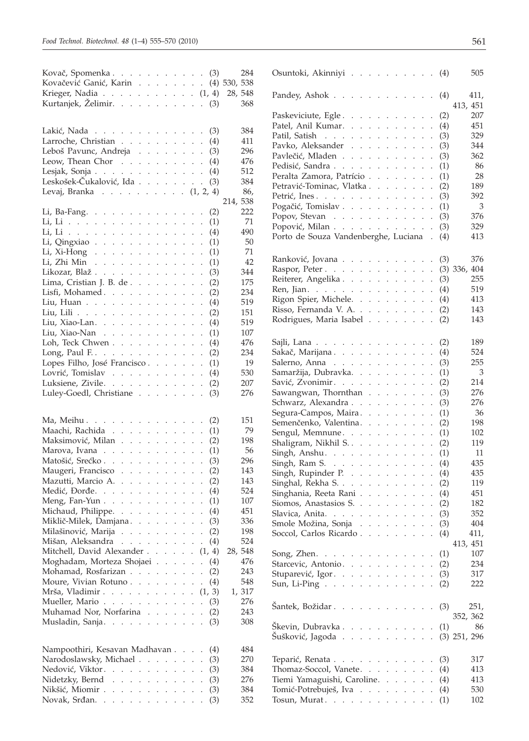Kovač, Spomenka . . . . . . . . . . . (3) 284
Kovačević Ganić, Karin . . . . . . . . (4) 530, 538
Krieger, Nadia . . . . . . . . . . . (1, 4) 28, 548
Kurtanjek, Želimir. . . . . . . . . . . (3) 368

Lakić, Nada . . . . . . . . . . . . . (3) 384
Larroche, Christian . . . . . . . . . . (4) 411
Leboš Pavunc, Andreja . . . . . . . . (3) 296
Leow, Thean Chor . . . . . . . . . . (4) 476
Lesjak, Sonja . . . . . . . . . . . . (4) 512
Leskošek-Čukalović, Ida . . . . . . . . (3) 384
Levaj, Branka . . . . . . . . . . (1, 2, 4) 86, 214, 538
Li, Ba-Fang. . . . . . . . . . . . . . (2) 222
Li, Li . . . . . . . . . . . . . . . . (1) 71
Li, Li . . . . . . . . . . . . . . . . (4) 490
Li, Qingxiao . . . . . . . . . . . . . (1) 50
Li, Xi-Hong . . . . . . . . . . . . . (1) 71
Li, Zhi Min . . . . . . . . . . . . . (1) 42
Likozar, Blaž . . . . . . . . . . . . . (3) 344
Lima, Cristian J. B. de . . . . . . . . . (2) 175
Lisfi, Mohamed . . . . . . . . . . . . (2) 234
Liu, Huan . . . . . . . . . . . . . . (4) 519
Liu, Lili . . . . . . . . . . . . . . . (2) 151
Liu, Xiao-Lan. . . . . . . . . . . . . (4) 519
Liu, Xiao-Nan . . . . . . . . . . . . (1) 107
Loh, Teck Chwen . . . . . . . . . . . (4) 476
Long, Paul F. . . . . . . . . . . . . . (2) 234
Lopes Filho, José Francisco . . . . . . . (1) 19
Lovrić, Tomislav . . . . . . . . . . . (4) 530
Luksiene, Zivile. . . . . . . . . . . . (2) 207
Luley-Goedl, Christiane . . . . . . . . (3) 276

Ma, Meihu . . . . . . . . . . . . . . (2) 151
Maachi, Rachida . . . . . . . . . . . (1) 79
Maksimović, Milan . . . . . . . . . . (2) 198
Marova, Ivana . . . . . . . . . . . . (1) 56
Matošić, Srećko . . . . . . . . . . . . (3) 296
Maugeri, Francisco . . . . . . . . . . (2) 143
Mazutti, Marcio A. . . . . . . . . . . (2) 143
Medić, Đorđe. . . . . . . . . . . . . (4) 524
Meng, Fan-Yun . . . . . . . . . . . . (1) 107
Michaud, Philippe. . . . . . . . . . . (4) 451
Miklič-Milek, Damjana . . . . . . . . . (3) 336
Milašinović, Marija . . . . . . . . . . (2) 198
Mišan, Aleksandra . . . . . . . . . . . (4) 524
Mitchell, David Alexander . . . . . . (1, 4) 28, 548
Moghadam, Morteza Shojaei . . . . . . (4) 476
Mohamad, Rosfarizan . . . . . . . . . (2) 243
Moure, Vivian Rotuno . . . . . . . . . (4) 548
Mrša, Vladimir . . . . . . . . . . . (1, 3) 1, 317
Mueller, Mario . . . . . . . . . . . . (3) 276
Muhamad Nor, Norfarina . . . . . . . (2) 243
Musladin, Sanja. . . . . . . . . . . . (3) 308

Nampoothiri, Kesavan Madhavan . . . . (4) 484
Narodoslawsky, Michael . . . . . . . . (3) 270
Nedović, Viktor. . . . . . . . . . . . (3) 384
Nidetzky, Bernd . . . . . . . . . . . (3) 276
Nikšić, Miomir . . . . . . . . . . . . (3) 384
Novak, Srđan. . . . . . . . . . . . . (3) 352

Osuntoki, Akinniyi . . . . . . . . . . (4) 505

Pandey, Ashok . . . . . . . . . . . . (4) 411, 413, 451
Paskeviciute, Egle . . . . . . . . . . . (2) 207
Patel, Anil Kumar. . . . . . . . . . . (4) 451
Patil, Satish . . . . . . . . . . . . . (3) 329
Pavko, Aleksander . . . . . . . . . . (3) 344
Pavlečić, Mladen . . . . . . . . . . . (3) 362
Pedisić, Sandra . . . . . . . . . . . . (1) 86
Peralta Zamora, Patrício . . . . . . . . (1) 28
Petravić-Tominac, Vlatka . . . . . . . . (2) 189
Petrić, Ines . . . . . . . . . . . . . . (3) 392
Pogačić, Tomislav . . . . . . . . . . . (1) 3
Popov, Stevan . . . . . . . . . . . . (3) 376
Popović, Milan . . . . . . . . . . . . (3) 329
Porto de Souza Vandenberghe, Luciana . (4) 413

Ranković, Jovana . . . . . . . . . . . (3) 376
Raspor, Peter . . . . . . . . . . . . . (3) 336, 404
Reiterer, Angelika . . . . . . . . . . . (3) 255
Ren, Jian. . . . . . . . . . . . . . . (4) 519
Rigon Spier, Michele. . . . . . . . . . (4) 413
Risso, Fernanda V. A. . . . . . . . . . (2) 143
Rodrigues, Maria Isabel . . . . . . . . (2) 143

Sajli, Lana . . . . . . . . . . . . . . (2) 189
Sakač, Marijana . . . . . . . . . . . . (4) 524
Salerno, Anna . . . . . . . . . . . . (3) 255
Samaržija, Dubravka. . . . . . . . . . (1) 3
Savić, Zvonimir. . . . . . . . . . . . (2) 214
Sawangwan, Thornthan . . . . . . . . (3) 276
Schwarz, Alexandra . . . . . . . . . . (3) 276
Segura-Campos, Maira . . . . . . . . . (1) 36
Semenčenko, Valentina. . . . . . . . . (2) 198
Sengul, Memnune. . . . . . . . . . . (1) 102
Shaligram, Nikhil S. . . . . . . . . . . (2) 119
Singh, Anshu. . . . . . . . . . . . . (1) 11
Singh, Ram S. . . . . . . . . . . . . (4) 435
Singh, Rupinder P. . . . . . . . . . . (4) 435
Singhal, Rekha S. . . . . . . . . . . . (2) 119
Singhania, Reeta Rani . . . . . . . . . (4) 451
Siomos, Anastasios S. . . . . . . . . . (2) 182
Slavica, Anita. . . . . . . . . . . . . (3) 352
Smole Možina, Sonja . . . . . . . . . (3) 404
Soccol, Carlos Ricardo . . . . . . . . . (4) 411, 413, 451
Song, Zhen. . . . . . . . . . . . . . (1) 107
Starcevic, Antonio. . . . . . . . . . . (2) 234
Stuparević, Igor. . . . . . . . . . . . (3) 317
Sun, Li-Ping . . . . . . . . . . . . . (2) 222

Šantek, Božidar . . . . . . . . . . . . (3) 251, 352, 362
Škevin, Dubravka . . . . . . . . . . . (1) 86
Šušković, Jagoda . . . . . . . . . . . (3) 251, 296

Teparić, Renata . . . . . . . . . . . . (3) 317
Thomaz-Soccol, Vanete. . . . . . . . . (4) 413
Tiemi Yamaguishi, Caroline. . . . . . . (4) 413
Tomić-Potrebuješ, Iva . . . . . . . . . (4) 530
Tosun, Murat . . . . . . . . . . . . . (1) 102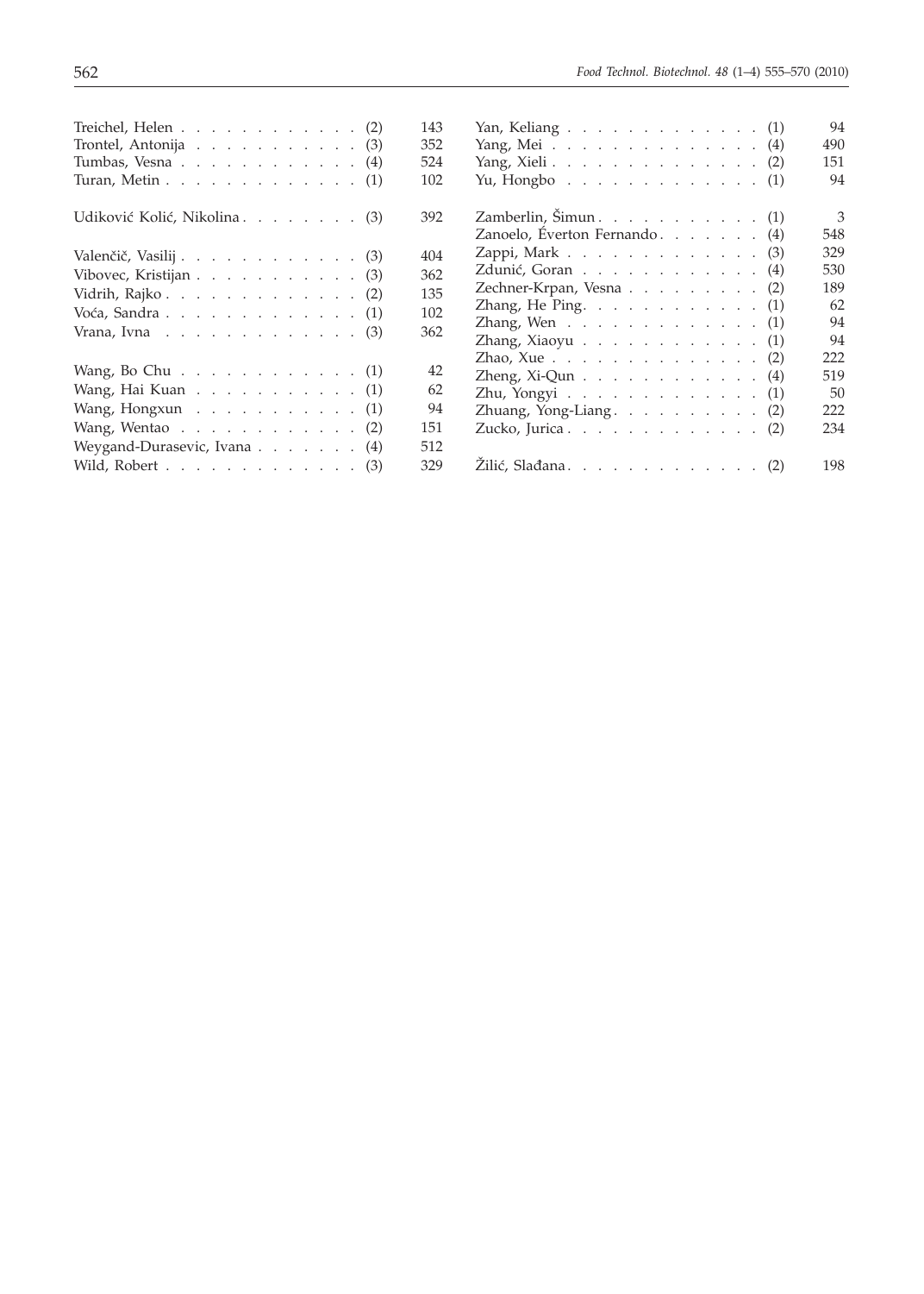Treichel, Helen . . . . . . . . . . . . (2) 143
Trontel, Antonija . . . . . . . . . . . (3) 352
Tumbas, Vesna . . . . . . . . . . . . (4) 524
Turan, Metin . . . . . . . . . . . . . (1) 102

Udiković Kolić, Nikolina . . . . . . . . (3) 392

Valenčič, Vasilij . . . . . . . . . . . . (3) 404
Vibovec, Kristijan . . . . . . . . . . . (3) 362
Vidrih, Rajko . . . . . . . . . . . . . (2) 135
Voća, Sandra . . . . . . . . . . . . . (1) 102
Vrana, Ivna . . . . . . . . . . . . . (3) 362

Wang, Bo Chu . . . . . . . . . . . . (1) 42
Wang, Hai Kuan . . . . . . . . . . . (1) 62
Wang, Hongxun . . . . . . . . . . . (1) 94
Wang, Wentao . . . . . . . . . . . . (2) 151
Weygand-Durasevic, Ivana . . . . . . . (4) 512
Wild, Robert . . . . . . . . . . . . . (3) 329

Yan, Keliang . . . . . . . . . . . . . (1) 94
Yang, Mei . . . . . . . . . . . . . . (4) 490
Yang, Xieli . . . . . . . . . . . . . . (2) 151
Yu, Hongbo . . . . . . . . . . . . . (1) 94

Zamberlin, Šimun . . . . . . . . . . . (1) 3
Zanoelo, Éverton Fernando . . . . . . . (4) 548
Zappi, Mark . . . . . . . . . . . . . (3) 329
Zdunić, Goran . . . . . . . . . . . . (4) 530
Zechner-Krpan, Vesna . . . . . . . . . (2) 189
Zhang, He Ping . . . . . . . . . . . . (1) 62
Zhang, Wen . . . . . . . . . . . . . (1) 94
Zhang, Xiaoyu . . . . . . . . . . . . (1) 94
Zhao, Xue . . . . . . . . . . . . . . (2) 222
Zheng, Xi-Qun . . . . . . . . . . . . (4) 519
Zhu, Yongyi . . . . . . . . . . . . . (1) 50
Zhuang, Yong-Liang . . . . . . . . . . (2) 222
Zucko, Jurica . . . . . . . . . . . . . (2) 234

Žilić, Slađana . . . . . . . . . . . . . (2) 198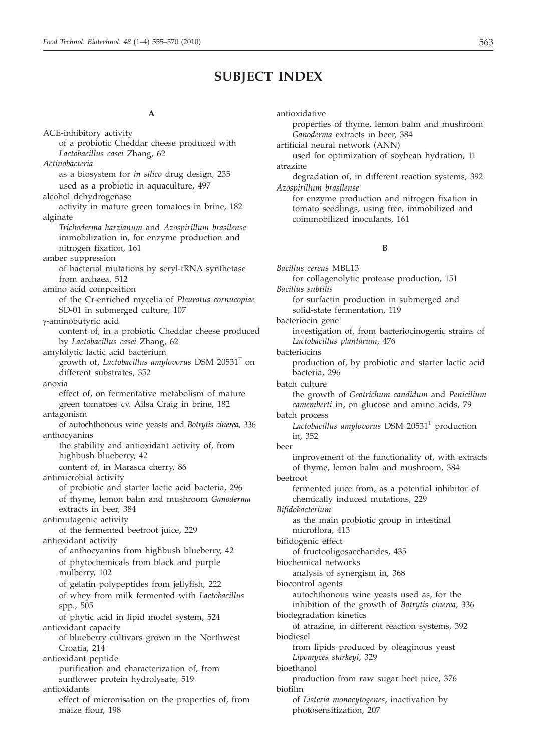# SUBJECT INDEX

**A**

ACE-inhibitory activity
  of a probiotic Cheddar cheese produced with *Lactobacillus casei* Zhang, 62

*Actinobacteria*
  as a biosystem for *in silico* drug design, 235
  used as a probiotic in aquaculture, 497

alcohol dehydrogenase
  activity in mature green tomatoes in brine, 182

alginate
  *Trichoderma harzianum* and *Azospirillum brasilense* immobilization in, for enzyme production and nitrogen fixation, 161

amber suppression
  of bacterial mutations by seryl-tRNA synthetase from archaea, 512

amino acid composition
  of the Cr-enriched mycelia of *Pleurotus cornucopiae* SD-01 in submerged culture, 107

γ-aminobutyric acid
  content of, in a probiotic Cheddar cheese produced by *Lactobacillus casei* Zhang, 62

amylolytic lactic acid bacterium
  growth of, *Lactobacillus amylovorus* DSM 20531$^T$ on different substrates, 352

anoxia
  effect of, on fermentative metabolism of mature green tomatoes cv. Ailsa Craig in brine, 182

antagonism
  of autochthonous wine yeasts and *Botrytis cinerea*, 336

anthocyanins
  the stability and antioxidant activity of, from highbush blueberry, 42
  content of, in Marasca cherry, 86

antimicrobial activity
  of probiotic and starter lactic acid bacteria, 296
  of thyme, lemon balm and mushroom *Ganoderma* extracts in beer, 384

antimutagenic activity
  of the fermented beetroot juice, 229

antioxidant activity
  of anthocyanins from highbush blueberry, 42
  of phytochemicals from black and purple mulberry, 102
  of gelatin polypeptides from jellyfish, 222
  of whey from milk fermented with *Lactobacillus* spp., 505
  of phytic acid in lipid model system, 524

antioxidant capacity
  of blueberry cultivars grown in the Northwest Croatia, 214

antioxidant peptide
  purification and characterization of, from sunflower protein hydrolysate, 519

antioxidants
  effect of micronisation on the properties of, from maize flour, 198

antioxidative
  properties of thyme, lemon balm and mushroom *Ganoderma* extracts in beer, 384

artificial neural network (ANN)
  used for optimization of soybean hydration, 11

atrazine
  degradation of, in different reaction systems, 392

*Azospirillum brasilense*
  for enzyme production and nitrogen fixation in tomato seedlings, using free, immobilized and coimmobilized inoculants, 161

**B**

*Bacillus cereus* MBL13
  for collagenolytic protease production, 151

*Bacillus subtilis*
  for surfactin production in submerged and solid-state fermentation, 119

bacteriocin gene
  investigation of, from bacteriocinogenic strains of *Lactobacillus plantarum*, 476

bacteriocins
  production of, by probiotic and starter lactic acid bacteria, 296

batch culture
  the growth of *Geotrichum candidum* and *Penicilium camemberti* in, on glucose and amino acids, 79

batch process
  *Lactobacillus amylovorus* DSM 20531$^T$ production in, 352

beer
  improvement of the functionality of, with extracts of thyme, lemon balm and mushroom, 384

beetroot
  fermented juice from, as a potential inhibitor of chemically induced mutations, 229

*Bifidobacterium*
  as the main probiotic group in intestinal microflora, 413

bifidogenic effect
  of fructooligosaccharides, 435

biochemical networks
  analysis of synergism in, 368

biocontrol agents
  autochthonous wine yeasts used as, for the inhibition of the growth of *Botrytis cinerea*, 336

biodegradation kinetics
  of atrazine, in different reaction systems, 392

biodiesel
  from lipids produced by oleaginous yeast *Lipomyces starkeyi*, 329

bioethanol
  production from raw sugar beet juice, 376

biofilm
  of *Listeria monocytogenes*, inactivation by photosensitization, 207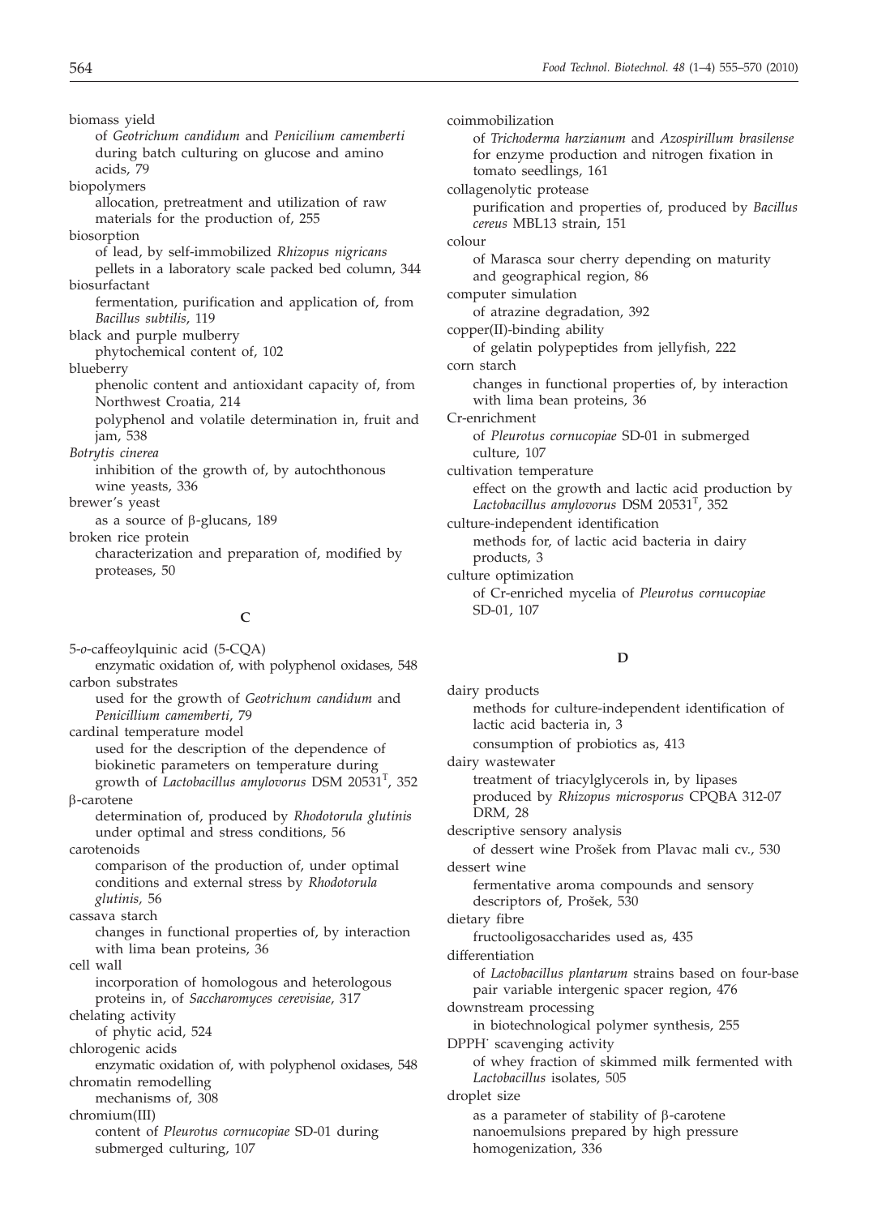biomass yield
    of *Geotrichum candidum* and *Penicilium camemberti* during batch culturing on glucose and amino acids, 79

biopolymers
    allocation, pretreatment and utilization of raw materials for the production of, 255

biosorption
    of lead, by self-immobilized *Rhizopus nigricans* pellets in a laboratory scale packed bed column, 344

biosurfactant
    fermentation, purification and application of, from *Bacillus subtilis*, 119

black and purple mulberry
    phytochemical content of, 102

blueberry
    phenolic content and antioxidant capacity of, from Northwest Croatia, 214
    polyphenol and volatile determination in, fruit and jam, 538

*Botrytis cinerea*
    inhibition of the growth of, by autochthonous wine yeasts, 336

brewer's yeast
    as a source of β-glucans, 189

broken rice protein
    characterization and preparation of, modified by proteases, 50

## C

5-*o*-caffeoylquinic acid (5-CQA)
    enzymatic oxidation of, with polyphenol oxidases, 548

carbon substrates
    used for the growth of *Geotrichum candidum* and *Penicillium camemberti*, 79

cardinal temperature model
    used for the description of the dependence of biokinetic parameters on temperature during growth of *Lactobacillus amylovorus* DSM $20531^T$, 352

β-carotene
    determination of, produced by *Rhodotorula glutinis* under optimal and stress conditions, 56

carotenoids
    comparison of the production of, under optimal conditions and external stress by *Rhodotorula glutinis*, 56

cassava starch
    changes in functional properties of, by interaction with lima bean proteins, 36

cell wall
    incorporation of homologous and heterologous proteins in, of *Saccharomyces cerevisiae*, 317

chelating activity
    of phytic acid, 524

chlorogenic acids
    enzymatic oxidation of, with polyphenol oxidases, 548

chromatin remodelling
    mechanisms of, 308

chromium(III)
    content of *Pleurotus cornucopiae* SD-01 during submerged culturing, 107

coimmobilization
    of *Trichoderma harzianum* and *Azospirillum brasilense* for enzyme production and nitrogen fixation in tomato seedlings, 161

collagenolytic protease
    purification and properties of, produced by *Bacillus cereus* MBL13 strain, 151

colour
    of Marasca sour cherry depending on maturity and geographical region, 86

computer simulation
    of atrazine degradation, 392

copper(II)-binding ability
    of gelatin polypeptides from jellyfish, 222

corn starch
    changes in functional properties of, by interaction with lima bean proteins, 36

Cr-enrichment
    of *Pleurotus cornucopiae* SD-01 in submerged culture, 107

cultivation temperature
    effect on the growth and lactic acid production by *Lactobacillus amylovorus* DSM $20531^T$, 352

culture-independent identification
    methods for, of lactic acid bacteria in dairy products, 3

culture optimization
    of Cr-enriched mycelia of *Pleurotus cornucopiae* SD-01, 107

## D

dairy products
    methods for culture-independent identification of lactic acid bacteria in, 3
    consumption of probiotics as, 413

dairy wastewater
    treatment of triacylglycerols in, by lipases produced by *Rhizopus microsporus* CPQBA 312-07 DRM, 28

descriptive sensory analysis
    of dessert wine Prošek from Plavac mali cv., 530

dessert wine
    fermentative aroma compounds and sensory descriptors of, Prošek, 530

dietary fibre
    fructooligosaccharides used as, 435

differentiation
    of *Lactobacillus plantarum* strains based on four-base pair variable intergenic spacer region, 476

downstream processing
    in biotechnological polymer synthesis, 255

DPPH$^\cdot$ scavenging activity
    of whey fraction of skimmed milk fermented with *Lactobacillus* isolates, 505

droplet size
    as a parameter of stability of β-carotene nanoemulsions prepared by high pressure homogenization, 336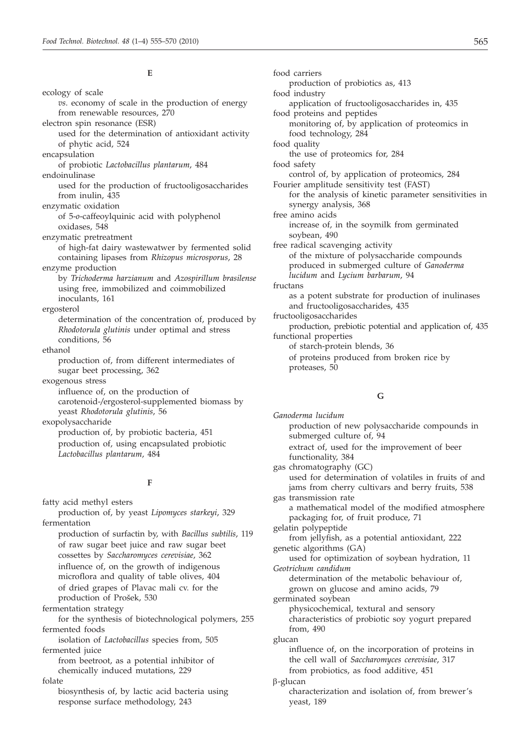## E

ecology of scale
- *vs.* economy of scale in the production of energy from renewable resources, 270

electron spin resonance (ESR)
- used for the determination of antioxidant activity of phytic acid, 524

encapsulation
- of probiotic *Lactobacillus plantarum*, 484

endoinulinase
- used for the production of fructooligosaccharides from inulin, 435

enzymatic oxidation
- of 5-*o*-caffeoylquinic acid with polyphenol oxidases, 548

enzymatic pretreatment
- of high-fat dairy wastewatwer by fermented solid containing lipases from *Rhizopus microsporus*, 28

enzyme production
- by *Trichoderma harzianum* and *Azospirillum brasilense* using free, immobilized and coimmobilized inoculants, 161

ergosterol
- determination of the concentration of, produced by *Rhodotorula glutinis* under optimal and stress conditions, 56

ethanol
- production of, from different intermediates of sugar beet processing, 362

exogenous stress
- influence of, on the production of carotenoid-/ergosterol-supplemented biomass by yeast *Rhodotorula glutinis*, 56

exopolysaccharide
- production of, by probiotic bacteria, 451
- production of, using encapsulated probiotic *Lactobacillus plantarum*, 484

## F

fatty acid methyl esters
- production of, by yeast *Lipomyces starkeyi*, 329

fermentation
- production of surfactin by, with *Bacillus subtilis*, 119
- of raw sugar beet juice and raw sugar beet cossettes by *Saccharomyces cerevisiae*, 362
- influence of, on the growth of indigenous microflora and quality of table olives, 404
- of dried grapes of Plavac mali cv. for the production of Prošek, 530

fermentation strategy
- for the synthesis of biotechnological polymers, 255

fermented foods
- isolation of *Lactobacillus* species from, 505

fermented juice
- from beetroot, as a potential inhibitor of chemically induced mutations, 229

folate
- biosynthesis of, by lactic acid bacteria using response surface methodology, 243

food carriers
- production of probiotics as, 413

food industry
- application of fructooligosaccharides in, 435

food proteins and peptides
- monitoring of, by application of proteomics in food technology, 284

food quality
- the use of proteomics for, 284

food safety
- control of, by application of proteomics, 284

Fourier amplitude sensitivity test (FAST)
- for the analysis of kinetic parameter sensitivities in synergy analysis, 368

free amino acids
- increase of, in the soymilk from germinated soybean, 490

free radical scavenging activity
- of the mixture of polysaccharide compounds produced in submerged culture of *Ganoderma lucidum* and *Lycium barbarum*, 94

fructans
- as a potent substrate for production of inulinases and fructooligosaccharides, 435

fructooligosaccharides
- production, prebiotic potential and application of, 435

functional properties
- of starch-protein blends, 36
- of proteins produced from broken rice by proteases, 50

## G

*Ganoderma lucidum*
- production of new polysaccharide compounds in submerged culture of, 94
- extract of, used for the improvement of beer functionality, 384

gas chromatography (GC)
- used for determination of volatiles in fruits of and jams from cherry cultivars and berry fruits, 538

gas transmission rate
- a mathematical model of the modified atmosphere packaging for, of fruit produce, 71

gelatin polypeptide
- from jellyfish, as a potential antioxidant, 222

genetic algorithms (GA)
- used for optimization of soybean hydration, 11

*Geotrichum candidum*
- determination of the metabolic behaviour of, grown on glucose and amino acids, 79

germinated soybean
- physicochemical, textural and sensory characteristics of probiotic soy yogurt prepared from, 490

glucan
- influence of, on the incorporation of proteins in the cell wall of *Saccharomyces cerevisiae*, 317
- from probiotics, as food additive, 451

β-glucan
- characterization and isolation of, from brewer's yeast, 189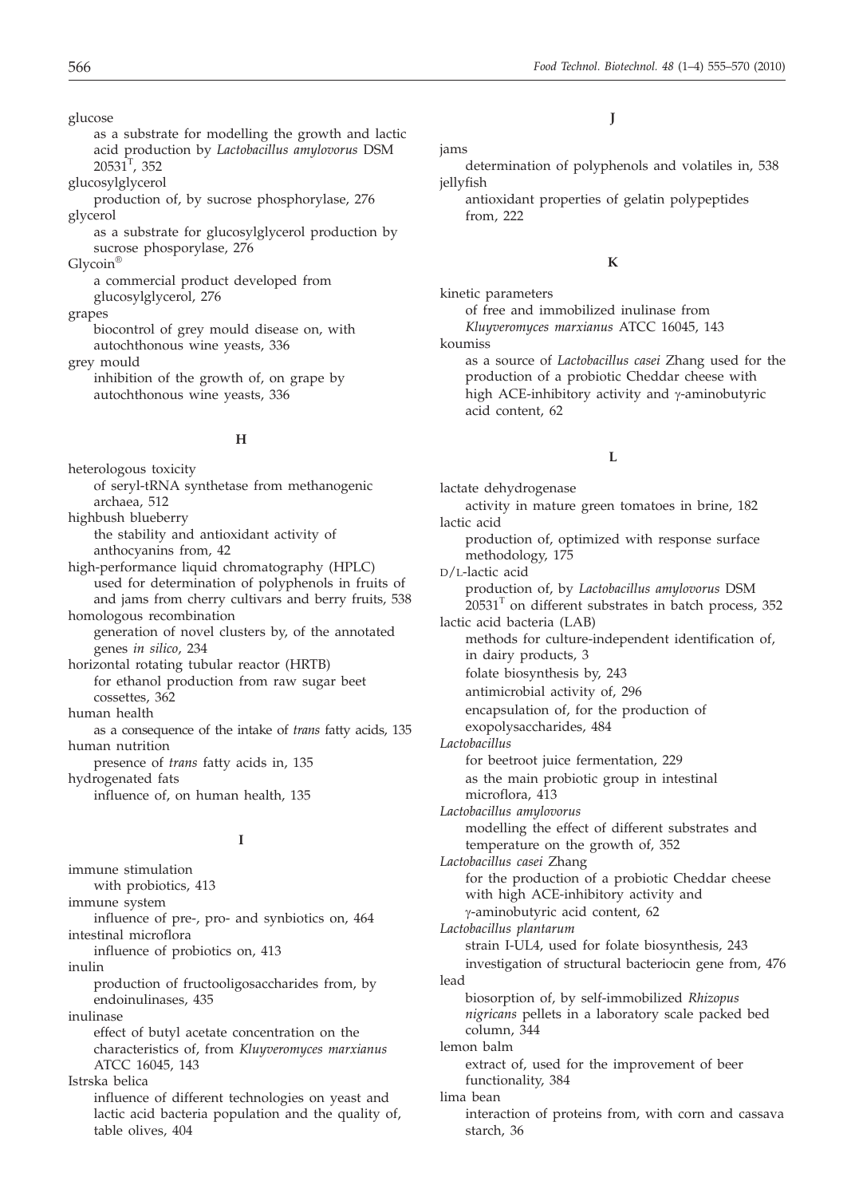glucose
  as a substrate for modelling the growth and lactic acid production by *Lactobacillus amylovorus* DSM $20531^T$, 352

glucosylglycerol
  production of, by sucrose phosphorylase, 276

glycerol
  as a substrate for glucosylglycerol production by sucrose phosporylase, 276

Glycoin®
  a commercial product developed from glucosylglycerol, 276

grapes
  biocontrol of grey mould disease on, with autochthonous wine yeasts, 336

grey mould
  inhibition of the growth of, on grape by autochthonous wine yeasts, 336

## H

heterologous toxicity
  of seryl-tRNA synthetase from methanogenic archaea, 512

highbush blueberry
  the stability and antioxidant activity of anthocyanins from, 42

high-performance liquid chromatography (HPLC)
  used for determination of polyphenols in fruits of and jams from cherry cultivars and berry fruits, 538

homologous recombination
  generation of novel clusters by, of the annotated genes *in silico*, 234

horizontal rotating tubular reactor (HRTB)
  for ethanol production from raw sugar beet cossettes, 362

human health
  as a consequence of the intake of *trans* fatty acids, 135

human nutrition
  presence of *trans* fatty acids in, 135

hydrogenated fats
  influence of, on human health, 135

## I

immune stimulation
  with probiotics, 413

immune system
  influence of pre-, pro- and synbiotics on, 464

intestinal microflora
  influence of probiotics on, 413

inulin
  production of fructooligosaccharides from, by endoinulinases, 435

inulinase
  effect of butyl acetate concentration on the characteristics of, from *Kluyveromyces marxianus* ATCC 16045, 143

Istrska belica
  influence of different technologies on yeast and lactic acid bacteria population and the quality of, table olives, 404

## J

jams
  determination of polyphenols and volatiles in, 538

jellyfish
  antioxidant properties of gelatin polypeptides from, 222

## K

kinetic parameters
  of free and immobilized inulinase from *Kluyveromyces marxianus* ATCC 16045, 143

koumiss
  as a source of *Lactobacillus casei* Zhang used for the production of a probiotic Cheddar cheese with high ACE-inhibitory activity and γ-aminobutyric acid content, 62

## L

lactate dehydrogenase
  activity in mature green tomatoes in brine, 182

lactic acid
  production of, optimized with response surface methodology, 175

D/L-lactic acid
  production of, by *Lactobacillus amylovorus* DSM $20531^T$ on different substrates in batch process, 352

lactic acid bacteria (LAB)
  methods for culture-independent identification of, in dairy products, 3
  folate biosynthesis by, 243
  antimicrobial activity of, 296
  encapsulation of, for the production of exopolysaccharides, 484

*Lactobacillus*
  for beetroot juice fermentation, 229
  as the main probiotic group in intestinal microflora, 413

*Lactobacillus amylovorus*
  modelling the effect of different substrates and temperature on the growth of, 352

*Lactobacillus casei* Zhang
  for the production of a probiotic Cheddar cheese with high ACE-inhibitory activity and γ-aminobutyric acid content, 62

*Lactobacillus plantarum*
  strain I-UL4, used for folate biosynthesis, 243
  investigation of structural bacteriocin gene from, 476

lead
  biosorption of, by self-immobilized *Rhizopus nigricans* pellets in a laboratory scale packed bed column, 344

lemon balm
  extract of, used for the improvement of beer functionality, 384

lima bean
  interaction of proteins from, with corn and cassava starch, 36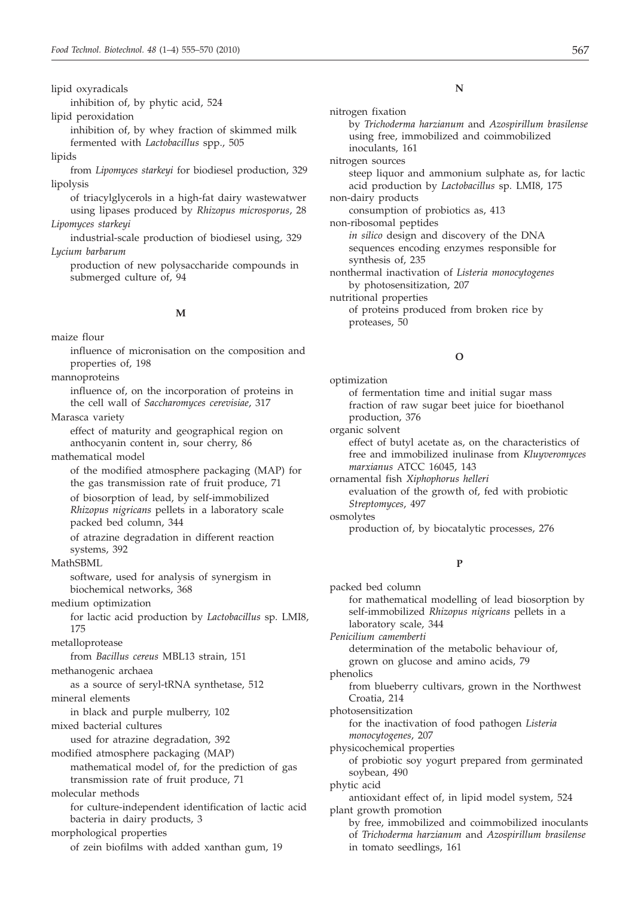lipid oxyradicals
    inhibition of, by phytic acid, 524

lipid peroxidation
    inhibition of, by whey fraction of skimmed milk fermented with *Lactobacillus* spp., 505

lipids
    from *Lipomyces starkeyi* for biodiesel production, 329

lipolysis
    of triacylglycerols in a high-fat dairy wastewatwer using lipases produced by *Rhizopus microsporus*, 28

*Lipomyces starkeyi*
    industrial-scale production of biodiesel using, 329

*Lycium barbarum*
    production of new polysaccharide compounds in submerged culture of, 94

## M

maize flour
    influence of micronisation on the composition and properties of, 198

mannoproteins
    influence of, on the incorporation of proteins in the cell wall of *Saccharomyces cerevisiae*, 317

Marasca variety
    effect of maturity and geographical region on anthocyanin content in, sour cherry, 86

mathematical model
    of the modified atmosphere packaging (MAP) for the gas transmission rate of fruit produce, 71
    of biosorption of lead, by self-immobilized *Rhizopus nigricans* pellets in a laboratory scale packed bed column, 344
    of atrazine degradation in different reaction systems, 392

MathSBML
    software, used for analysis of synergism in biochemical networks, 368

medium optimization
    for lactic acid production by *Lactobacillus* sp. LMI8, 175

metalloprotease
    from *Bacillus cereus* MBL13 strain, 151

methanogenic archaea
    as a source of seryl-tRNA synthetase, 512

mineral elements
    in black and purple mulberry, 102

mixed bacterial cultures
    used for atrazine degradation, 392

modified atmosphere packaging (MAP)
    mathematical model of, for the prediction of gas transmission rate of fruit produce, 71

molecular methods
    for culture-independent identification of lactic acid bacteria in dairy products, 3

morphological properties
    of zein biofilms with added xanthan gum, 19

## N

nitrogen fixation
    by *Trichoderma harzianum* and *Azospirillum brasilense* using free, immobilized and coimmobilized inoculants, 161

nitrogen sources
    steep liquor and ammonium sulphate as, for lactic acid production by *Lactobacillus* sp. LMI8, 175

non-dairy products
    consumption of probiotics as, 413

non-ribosomal peptides
    *in silico* design and discovery of the DNA sequences encoding enzymes responsible for synthesis of, 235

nonthermal inactivation of *Listeria monocytogenes*
    by photosensitization, 207

nutritional properties
    of proteins produced from broken rice by proteases, 50

## O

optimization
    of fermentation time and initial sugar mass fraction of raw sugar beet juice for bioethanol production, 376

organic solvent
    effect of butyl acetate as, on the characteristics of free and immobilized inulinase from *Kluyveromyces marxianus* ATCC 16045, 143

ornamental fish *Xiphophorus helleri*
    evaluation of the growth of, fed with probiotic *Streptomyces*, 497

osmolytes
    production of, by biocatalytic processes, 276

## P

packed bed column
    for mathematical modelling of lead biosorption by self-immobilized *Rhizopus nigricans* pellets in a laboratory scale, 344

*Penicilium camemberti*
    determination of the metabolic behaviour of, grown on glucose and amino acids, 79

phenolics
    from blueberry cultivars, grown in the Northwest Croatia, 214

photosensitization
    for the inactivation of food pathogen *Listeria monocytogenes*, 207

physicochemical properties
    of probiotic soy yogurt prepared from germinated soybean, 490

phytic acid
    antioxidant effect of, in lipid model system, 524

plant growth promotion
    by free, immobilized and coimmobilized inoculants of *Trichoderma harzianum* and *Azospirillum brasilense* in tomato seedlings, 161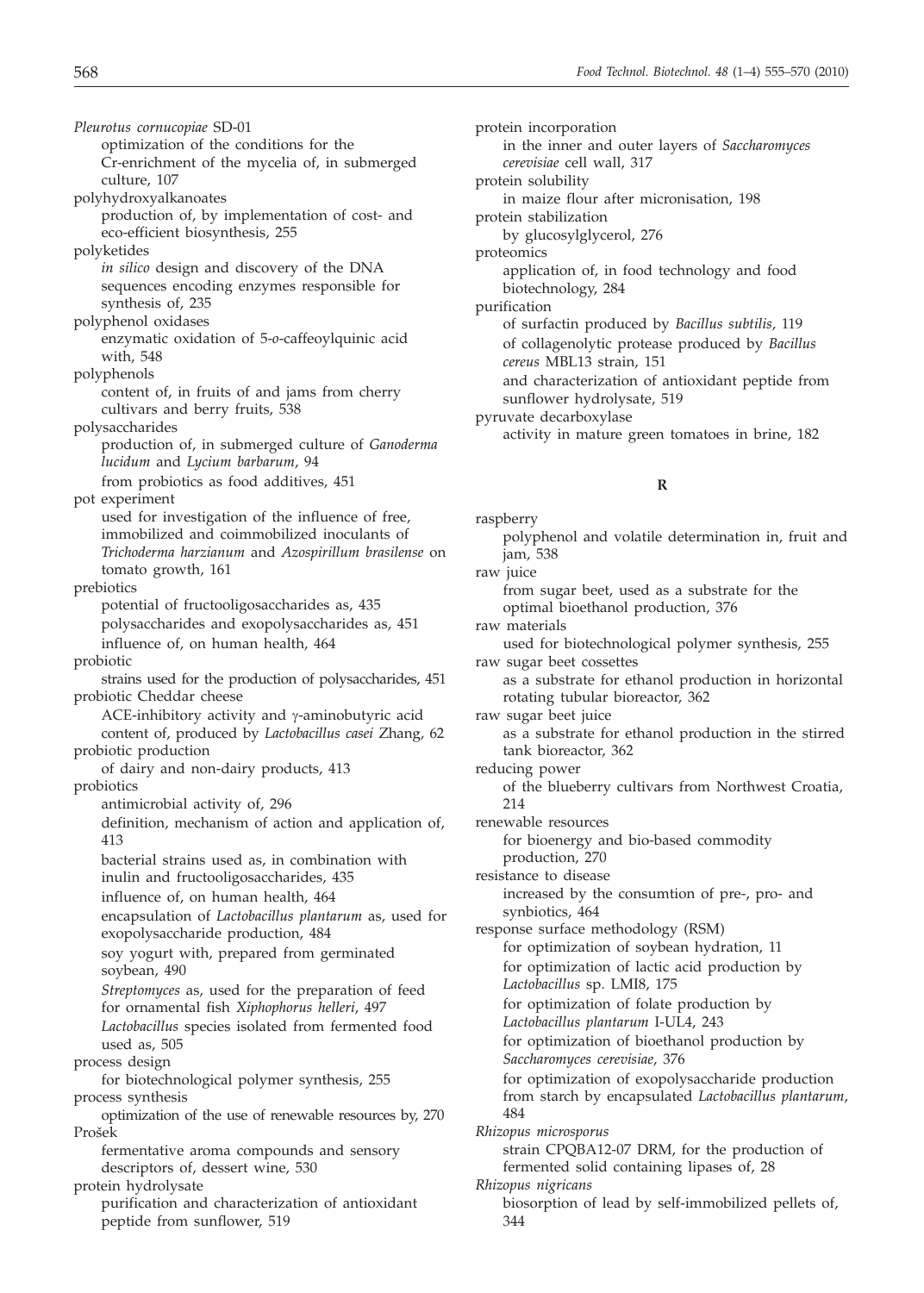*Pleurotus cornucopiae* SD-01
  optimization of the conditions for the Cr-enrichment of the mycelia of, in submerged culture, 107

polyhydroxyalkanoates
  production of, by implementation of cost- and eco-efficient biosynthesis, 255

polyketides
  *in silico* design and discovery of the DNA sequences encoding enzymes responsible for synthesis of, 235

polyphenol oxidases
  enzymatic oxidation of 5-*o*-caffeoylquinic acid with, 548

polyphenols
  content of, in fruits of and jams from cherry cultivars and berry fruits, 538

polysaccharides
  production of, in submerged culture of *Ganoderma lucidum* and *Lycium barbarum*, 94
  from probiotics as food additives, 451

pot experiment
  used for investigation of the influence of free, immobilized and coimmobilized inoculants of *Trichoderma harzianum* and *Azospirillum brasilense* on tomato growth, 161

prebiotics
  potential of fructooligosaccharides as, 435
  polysaccharides and exopolysaccharides as, 451
  influence of, on human health, 464

probiotic
  strains used for the production of polysaccharides, 451

probiotic Cheddar cheese
  ACE-inhibitory activity and γ-aminobutyric acid content of, produced by *Lactobacillus casei* Zhang, 62

probiotic production
  of dairy and non-dairy products, 413

probiotics
  antimicrobial activity of, 296
  definition, mechanism of action and application of, 413
  bacterial strains used as, in combination with inulin and fructooligosaccharides, 435
  influence of, on human health, 464
  encapsulation of *Lactobacillus plantarum* as, used for exopolysaccharide production, 484
  soy yogurt with, prepared from germinated soybean, 490
  *Streptomyces* as, used for the preparation of feed for ornamental fish *Xiphophorus helleri*, 497
  *Lactobacillus* species isolated from fermented food used as, 505

process design
  for biotechnological polymer synthesis, 255

process synthesis
  optimization of the use of renewable resources by, 270

Prošek
  fermentative aroma compounds and sensory descriptors of, dessert wine, 530

protein hydrolysate
  purification and characterization of antioxidant peptide from sunflower, 519

protein incorporation
  in the inner and outer layers of *Saccharomyces cerevisiae* cell wall, 317

protein solubility
  in maize flour after micronisation, 198

protein stabilization
  by glucosylglycerol, 276

proteomics
  application of, in food technology and food biotechnology, 284

purification
  of surfactin produced by *Bacillus subtilis*, 119
  of collagenolytic protease produced by *Bacillus cereus* MBL13 strain, 151
  and characterization of antioxidant peptide from sunflower hydrolysate, 519

pyruvate decarboxylase
  activity in mature green tomatoes in brine, 182

## R

raspberry
  polyphenol and volatile determination in, fruit and jam, 538

raw juice
  from sugar beet, used as a substrate for the optimal bioethanol production, 376

raw materials
  used for biotechnological polymer synthesis, 255

raw sugar beet cossettes
  as a substrate for ethanol production in horizontal rotating tubular bioreactor, 362

raw sugar beet juice
  as a substrate for ethanol production in the stirred tank bioreactor, 362

reducing power
  of the blueberry cultivars from Northwest Croatia, 214

renewable resources
  for bioenergy and bio-based commodity production, 270

resistance to disease
  increased by the consumtion of pre-, pro- and synbiotics, 464

response surface methodology (RSM)
  for optimization of soybean hydration, 11
  for optimization of lactic acid production by *Lactobacillus* sp. LMI8, 175
  for optimization of folate production by *Lactobacillus plantarum* I-UL4, 243
  for optimization of bioethanol production by *Saccharomyces cerevisiae*, 376
  for optimization of exopolysaccharide production from starch by encapsulated *Lactobacillus plantarum*, 484

*Rhizopus microsporus*
  strain CPQBA12-07 DRM, for the production of fermented solid containing lipases of, 28

*Rhizopus nigricans*
  biosorption of lead by self-immobilized pellets of, 344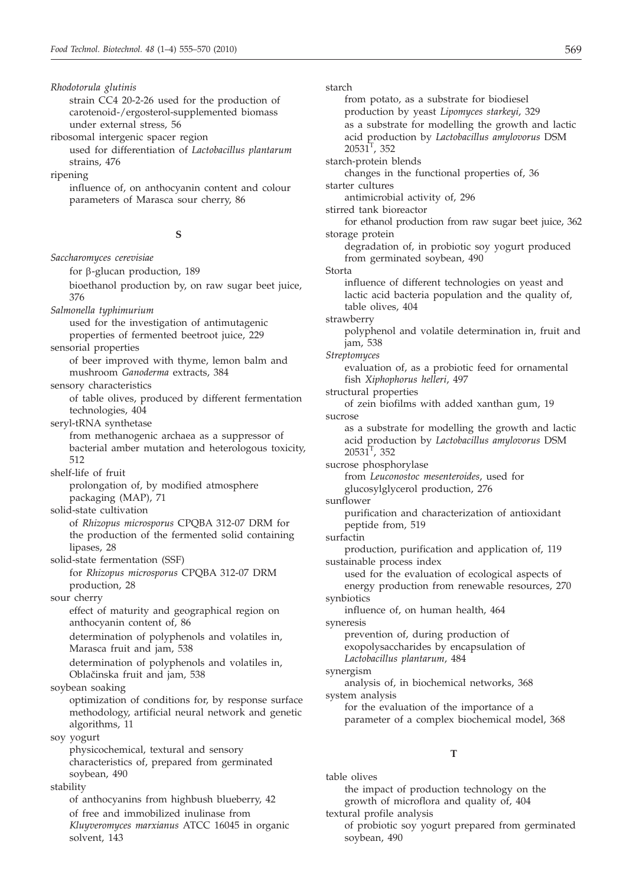*Rhodotorula glutinis*
strain CC4 20-2-26 used for the production of carotenoid-/ergosterol-supplemented biomass under external stress, 56

ribosomal intergenic spacer region
used for differentiation of *Lactobacillus plantarum* strains, 476

ripening
influence of, on anthocyanin content and colour parameters of Marasca sour cherry, 86

**S**

*Saccharomyces cerevisiae*
for β-glucan production, 189
bioethanol production by, on raw sugar beet juice, 376

*Salmonella typhimurium*
used for the investigation of antimutagenic properties of fermented beetroot juice, 229

sensorial properties
of beer improved with thyme, lemon balm and mushroom *Ganoderma* extracts, 384

sensory characteristics
of table olives, produced by different fermentation technologies, 404

seryl-tRNA synthetase
from methanogenic archaea as a suppressor of bacterial amber mutation and heterologous toxicity, 512

shelf-life of fruit
prolongation of, by modified atmosphere packaging (MAP), 71

solid-state cultivation
of *Rhizopus microsporus* CPQBA 312-07 DRM for the production of the fermented solid containing lipases, 28

solid-state fermentation (SSF)
for *Rhizopus microsporus* CPQBA 312-07 DRM production, 28

sour cherry
effect of maturity and geographical region on anthocyanin content of, 86
determination of polyphenols and volatiles in, Marasca fruit and jam, 538
determination of polyphenols and volatiles in, Oblačinska fruit and jam, 538

soybean soaking
optimization of conditions for, by response surface methodology, artificial neural network and genetic algorithms, 11

soy yogurt
physicochemical, textural and sensory characteristics of, prepared from germinated soybean, 490

stability
of anthocyanins from highbush blueberry, 42
of free and immobilized inulinase from *Kluyveromyces marxianus* ATCC 16045 in organic solvent, 143

starch
from potato, as a substrate for biodiesel production by yeast *Lipomyces starkeyi*, 329
as a substrate for modelling the growth and lactic acid production by *Lactobacillus amylovorus* DSM $20531^T$, 352

starch-protein blends
changes in the functional properties of, 36

starter cultures
antimicrobial activity of, 296

stirred tank bioreactor
for ethanol production from raw sugar beet juice, 362

storage protein
degradation of, in probiotic soy yogurt produced from germinated soybean, 490

Storta
influence of different technologies on yeast and lactic acid bacteria population and the quality of, table olives, 404

strawberry
polyphenol and volatile determination in, fruit and jam, 538

*Streptomyces*
evaluation of, as a probiotic feed for ornamental fish *Xiphophorus helleri*, 497

structural properties
of zein biofilms with added xanthan gum, 19

sucrose
as a substrate for modelling the growth and lactic acid production by *Lactobacillus amylovorus* DSM $20531^T$, 352

sucrose phosphorylase
from *Leuconostoc mesenteroides*, used for glucosylglycerol production, 276

sunflower
purification and characterization of antioxidant peptide from, 519

surfactin
production, purification and application of, 119

sustainable process index
used for the evaluation of ecological aspects of energy production from renewable resources, 270

synbiotics
influence of, on human health, 464

syneresis
prevention of, during production of exopolysaccharides by encapsulation of *Lactobacillus plantarum*, 484

synergism
analysis of, in biochemical networks, 368

system analysis
for the evaluation of the importance of a parameter of a complex biochemical model, 368

**T**

table olives
the impact of production technology on the growth of microflora and quality of, 404

textural profile analysis
of probiotic soy yogurt prepared from germinated soybean, 490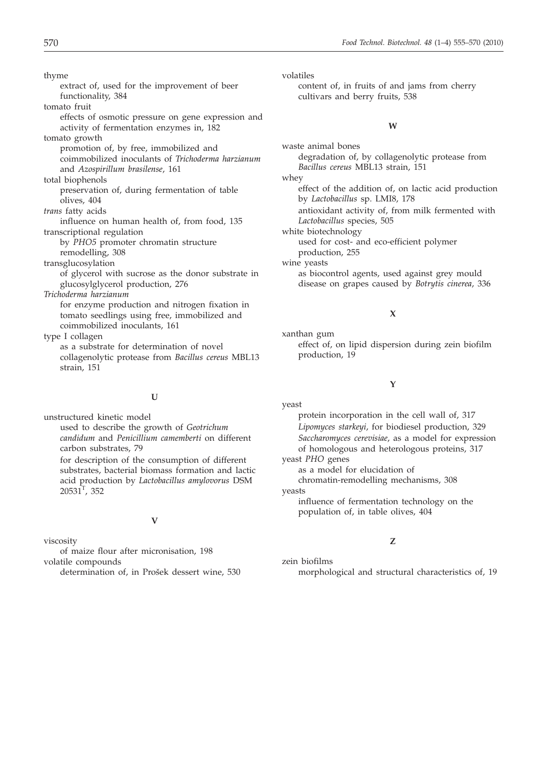thyme

extract of, used for the improvement of beer functionality, 384

tomato fruit

effects of osmotic pressure on gene expression and activity of fermentation enzymes in, 182

tomato growth

promotion of, by free, immobilized and coimmobilized inoculants of *Trichoderma harzianum* and *Azospirillum brasilense*, 161

total biophenols

preservation of, during fermentation of table olives, 404

*trans* fatty acids

influence on human health of, from food, 135

transcriptional regulation

by *PHO5* promoter chromatin structure remodelling, 308

transglucosylation

of glycerol with sucrose as the donor substrate in glucosylglycerol production, 276

*Trichoderma harzianum*

for enzyme production and nitrogen fixation in tomato seedlings using free, immobilized and coimmobilized inoculants, 161

type I collagen

as a substrate for determination of novel collagenolytic protease from *Bacillus cereus* MBL13 strain, 151

## U

unstructured kinetic model

used to describe the growth of *Geotrichum candidum* and *Penicillium camemberti* on different carbon substrates, 79

for description of the consumption of different substrates, bacterial biomass formation and lactic acid production by *Lactobacillus amylovorus* DSM $20531^T$, 352

## V

viscosity

of maize flour after micronisation, 198

volatile compounds

determination of, in Prošek dessert wine, 530

volatiles

content of, in fruits of and jams from cherry cultivars and berry fruits, 538

## W

waste animal bones

degradation of, by collagenolytic protease from *Bacillus cereus* MBL13 strain, 151

whey

effect of the addition of, on lactic acid production by *Lactobacillus* sp. LMI8, 178

antioxidant activity of, from milk fermented with *Lactobacillus* species, 505

white biotechnology

used for cost- and eco-efficient polymer production, 255

wine yeasts

as biocontrol agents, used against grey mould disease on grapes caused by *Botrytis cinerea*, 336

## X

xanthan gum

effect of, on lipid dispersion during zein biofilm production, 19

## Y

yeast

protein incorporation in the cell wall of, 317

*Lipomyces starkeyi*, for biodiesel production, 329

*Saccharomyces cerevisiae*, as a model for expression of homologous and heterologous proteins, 317

yeast *PHO* genes

as a model for elucidation of chromatin-remodelling mechanisms, 308

yeasts

influence of fermentation technology on the population of, in table olives, 404

## Z

zein biofilms

morphological and structural characteristics of, 19